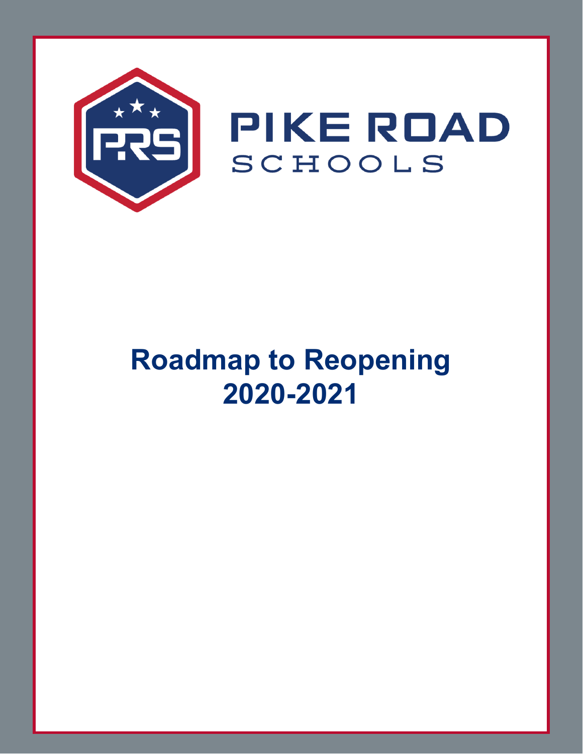PIKE ROAD
SCHOOLS

# Roadmap to Reopening
# 2020-2021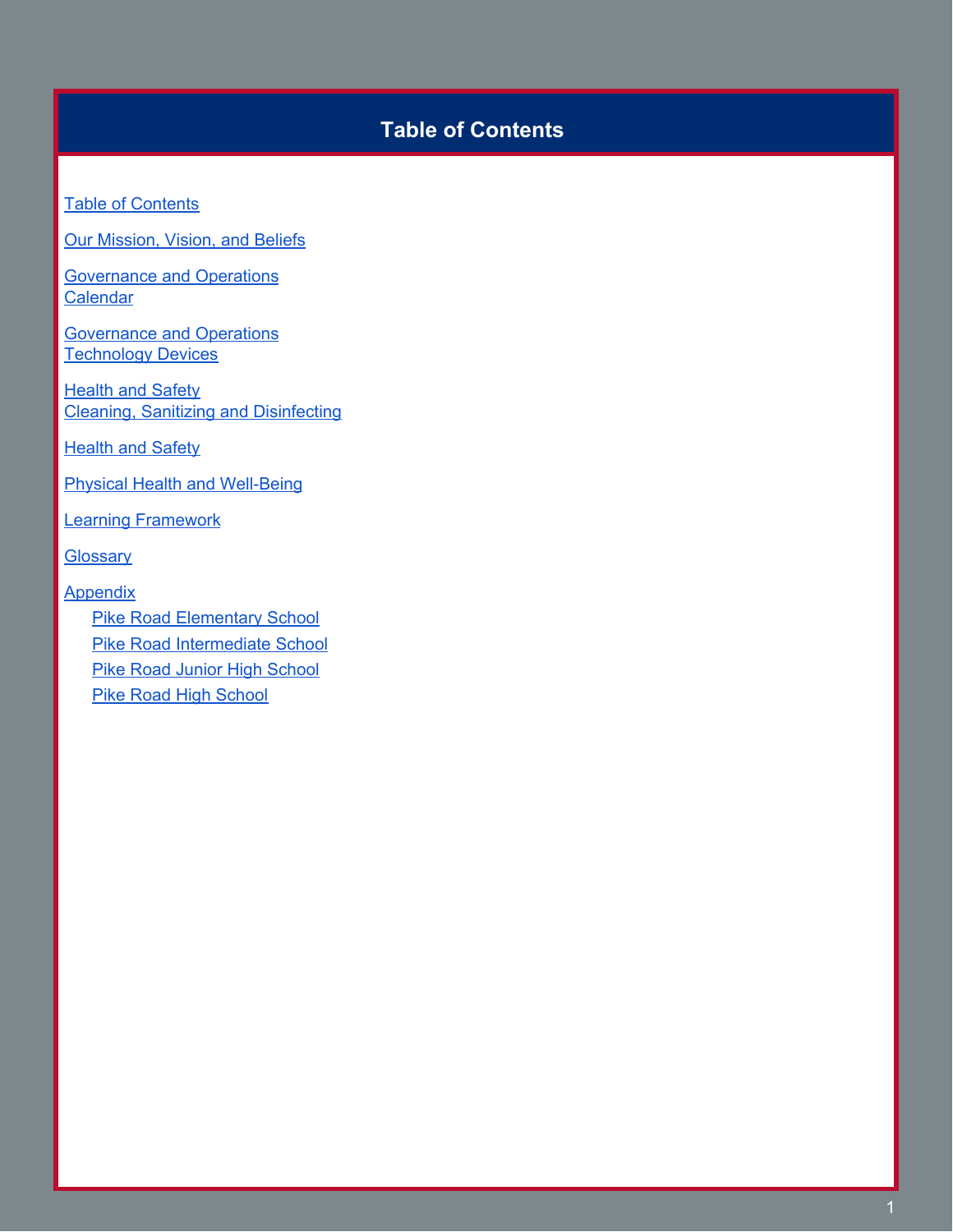# Table of Contents

Table of Contents

Our Mission, Vision, and Beliefs

Governance and Operations
Calendar

Governance and Operations
Technology Devices

Health and Safety
Cleaning, Sanitizing and Disinfecting

Health and Safety

Physical Health and Well-Being

Learning Framework

Glossary

Appendix
- Pike Road Elementary School
- Pike Road Intermediate School
- Pike Road Junior High School
- Pike Road High School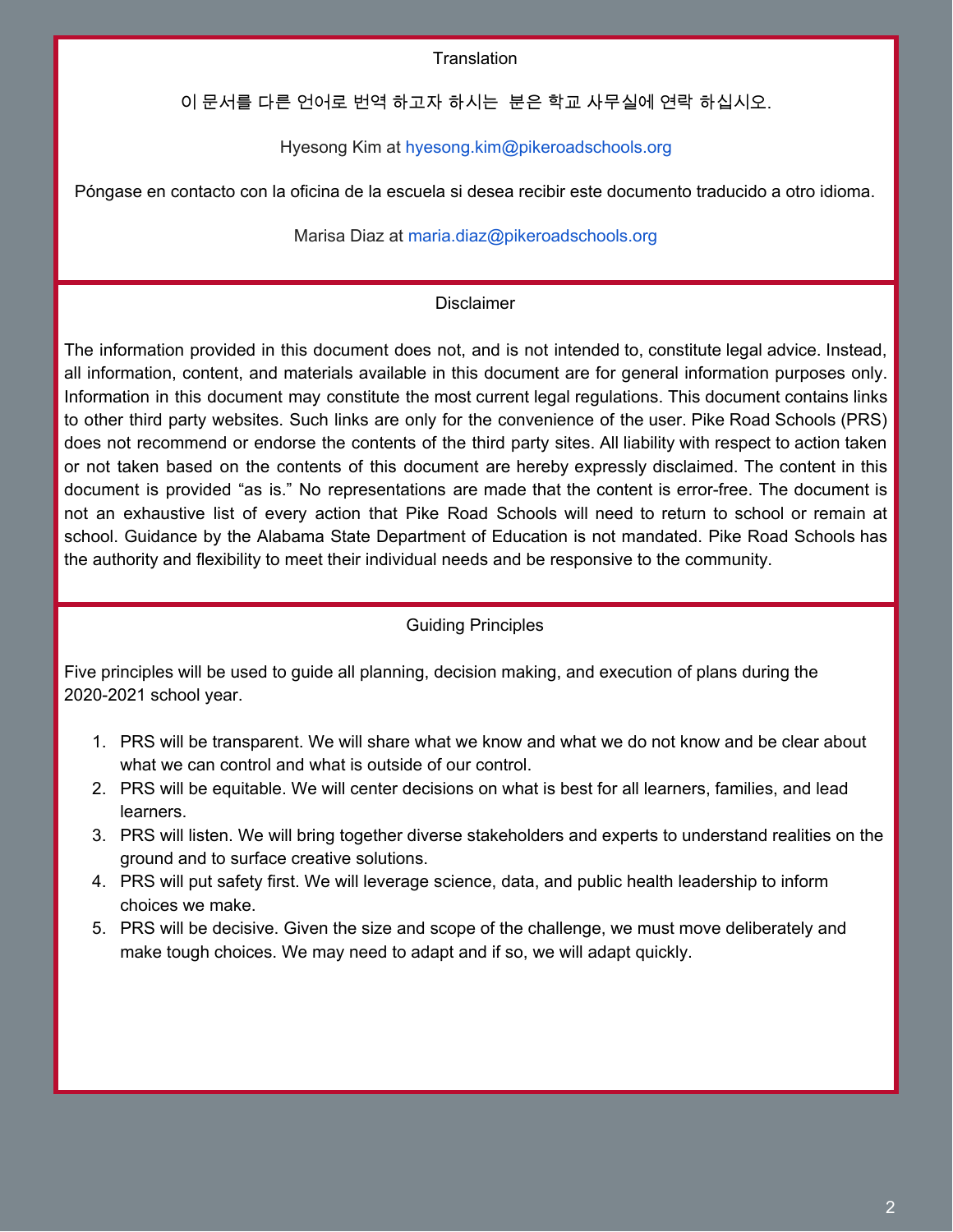## Translation

이 문서를 다른 언어로 번역 하고자 하시는  분은 학교 사무실에 연락 하십시오.

Hyesong Kim at hyesong.kim@pikeroadschools.org

Póngase en contacto con la oficina de la escuela si desea recibir este documento traducido a otro idioma.

Marisa Diaz at maria.diaz@pikeroadschools.org

## Disclaimer

The information provided in this document does not, and is not intended to, constitute legal advice. Instead, all information, content, and materials available in this document are for general information purposes only. Information in this document may constitute the most current legal regulations. This document contains links to other third party websites. Such links are only for the convenience of the user. Pike Road Schools (PRS) does not recommend or endorse the contents of the third party sites. All liability with respect to action taken or not taken based on the contents of this document are hereby expressly disclaimed. The content in this document is provided "as is." No representations are made that the content is error-free. The document is not an exhaustive list of every action that Pike Road Schools will need to return to school or remain at school. Guidance by the Alabama State Department of Education is not mandated. Pike Road Schools has the authority and flexibility to meet their individual needs and be responsive to the community.

## Guiding Principles

Five principles will be used to guide all planning, decision making, and execution of plans during the 2020-2021 school year.

1. PRS will be transparent. We will share what we know and what we do not know and be clear about what we can control and what is outside of our control.
2. PRS will be equitable. We will center decisions on what is best for all learners, families, and lead learners.
3. PRS will listen. We will bring together diverse stakeholders and experts to understand realities on the ground and to surface creative solutions.
4. PRS will put safety first. We will leverage science, data, and public health leadership to inform choices we make.
5. PRS will be decisive. Given the size and scope of the challenge, we must move deliberately and make tough choices. We may need to adapt and if so, we will adapt quickly.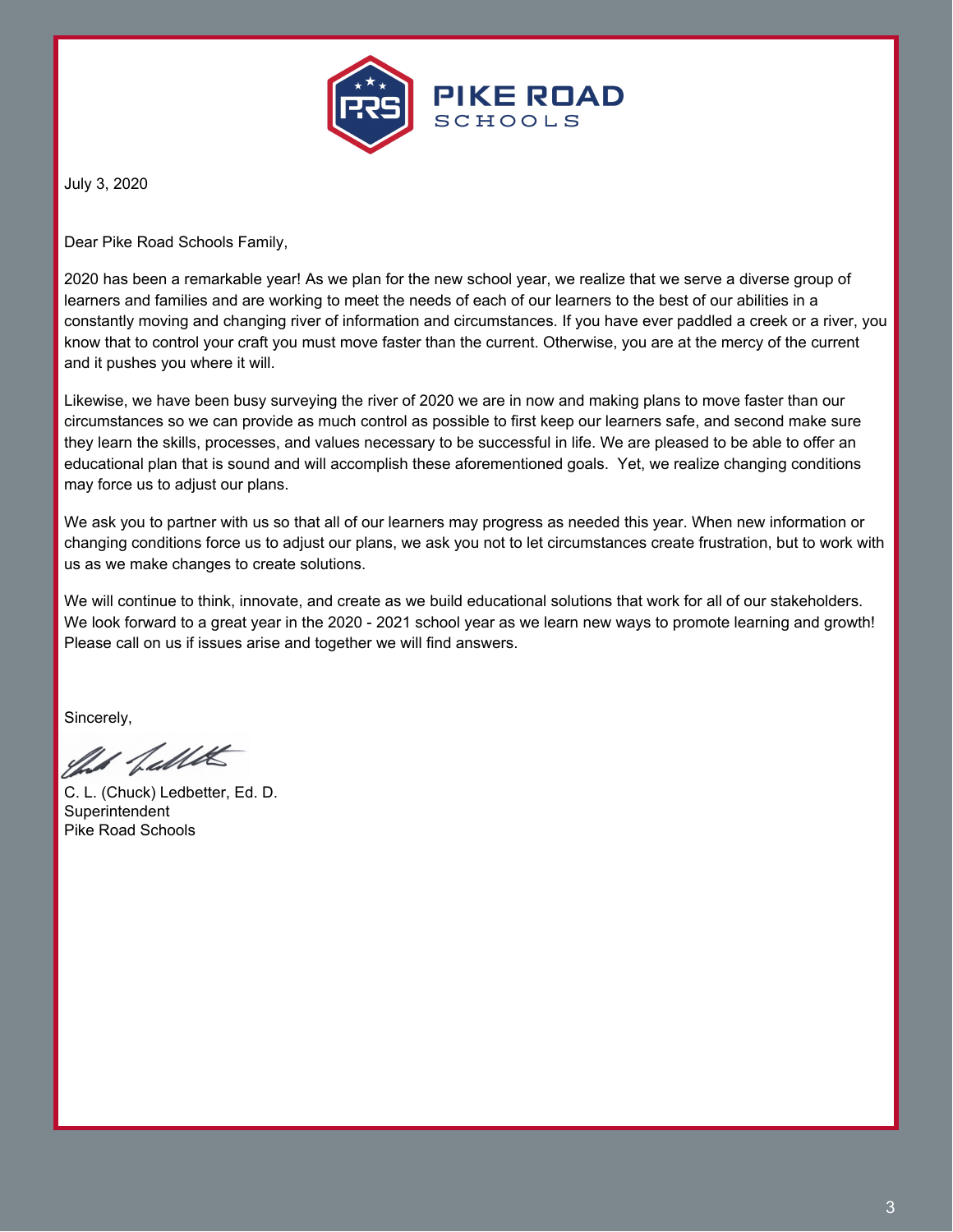# PIKE ROAD SCHOOLS

July 3, 2020

Dear Pike Road Schools Family,

2020 has been a remarkable year! As we plan for the new school year, we realize that we serve a diverse group of learners and families and are working to meet the needs of each of our learners to the best of our abilities in a constantly moving and changing river of information and circumstances. If you have ever paddled a creek or a river, you know that to control your craft you must move faster than the current. Otherwise, you are at the mercy of the current and it pushes you where it will.

Likewise, we have been busy surveying the river of 2020 we are in now and making plans to move faster than our circumstances so we can provide as much control as possible to first keep our learners safe, and second make sure they learn the skills, processes, and values necessary to be successful in life. We are pleased to be able to offer an educational plan that is sound and will accomplish these aforementioned goals. Yet, we realize changing conditions may force us to adjust our plans.

We ask you to partner with us so that all of our learners may progress as needed this year. When new information or changing conditions force us to adjust our plans, we ask you not to let circumstances create frustration, but to work with us as we make changes to create solutions.

We will continue to think, innovate, and create as we build educational solutions that work for all of our stakeholders. We look forward to a great year in the 2020 - 2021 school year as we learn new ways to promote learning and growth! Please call on us if issues arise and together we will find answers.

Sincerely,

C. L. (Chuck) Ledbetter, Ed. D.
Superintendent
Pike Road Schools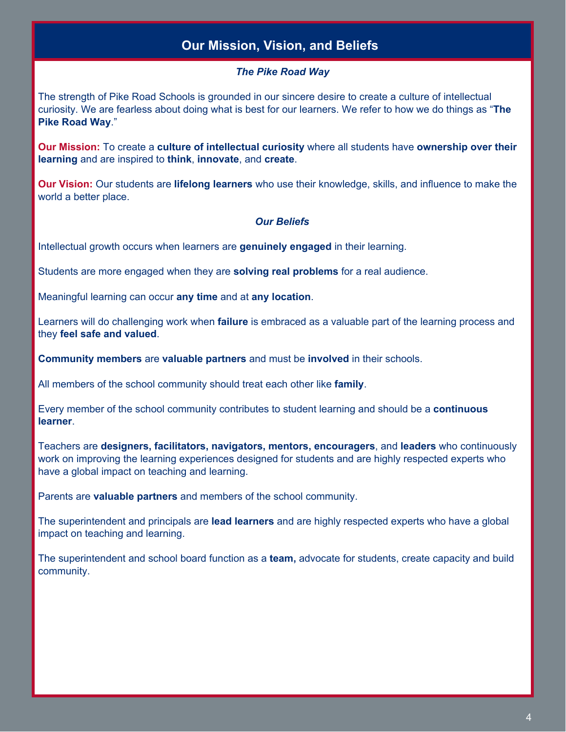# Our Mission, Vision, and Beliefs

### *The Pike Road Way*

The strength of Pike Road Schools is grounded in our sincere desire to create a culture of intellectual curiosity. We are fearless about doing what is best for our learners. We refer to how we do things as "**The Pike Road Way**."

**Our Mission:** To create a **culture of intellectual curiosity** where all students have **ownership over their learning** and are inspired to **think**, **innovate**, and **create**.

**Our Vision:** Our students are **lifelong learners** who use their knowledge, skills, and influence to make the world a better place.

### *Our Beliefs*

Intellectual growth occurs when learners are **genuinely engaged** in their learning.

Students are more engaged when they are **solving real problems** for a real audience.

Meaningful learning can occur **any time** and at **any location**.

Learners will do challenging work when **failure** is embraced as a valuable part of the learning process and they **feel safe and valued**.

**Community members** are **valuable partners** and must be **involved** in their schools.

All members of the school community should treat each other like **family**.

Every member of the school community contributes to student learning and should be a **continuous learner**.

Teachers are **designers, facilitators, navigators, mentors, encouragers**, and **leaders** who continuously work on improving the learning experiences designed for students and are highly respected experts who have a global impact on teaching and learning.

Parents are **valuable partners** and members of the school community.

The superintendent and principals are **lead learners** and are highly respected experts who have a global impact on teaching and learning.

The superintendent and school board function as a **team,** advocate for students, create capacity and build community.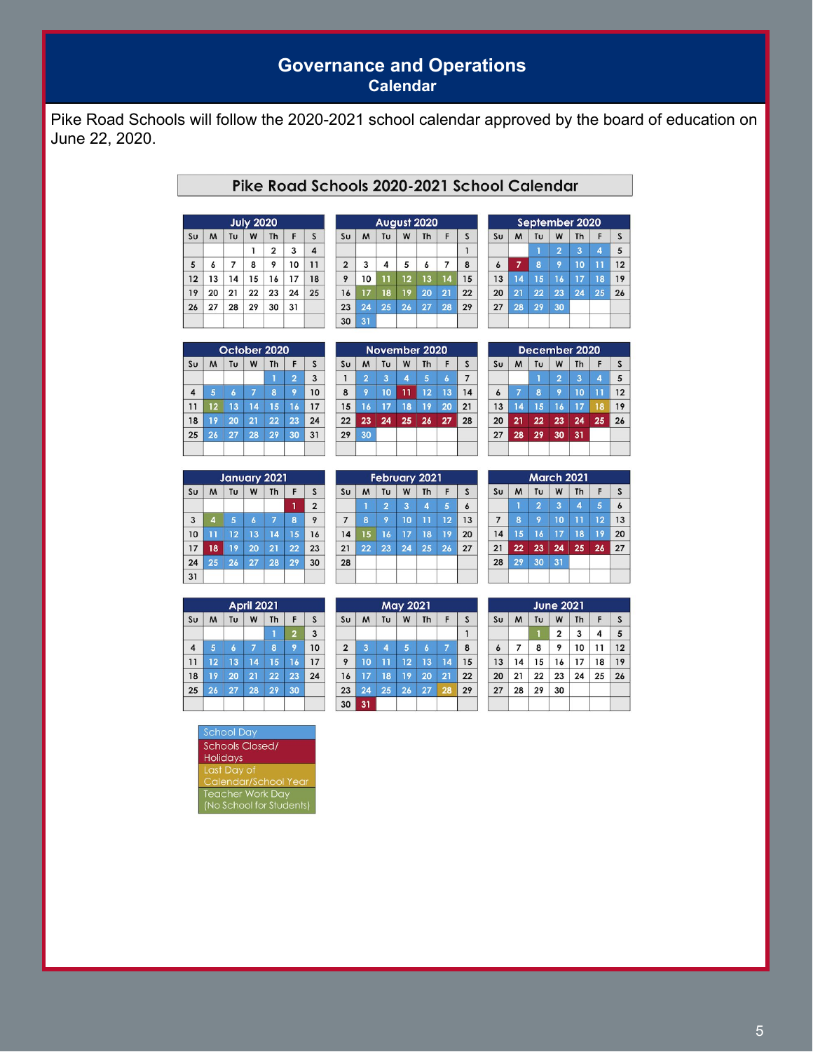# Governance and Operations
## Calendar

Pike Road Schools will follow the 2020-2021 school calendar approved by the board of education on June 22, 2020.

### Pike Road Schools 2020-2021 School Calendar

**July 2020**

| Su | M | Tu | W | Th | F | S |
|---|---|---|---|---|---|---|
| | | | 1 | 2 | 3 | 4 |
| 5 | 6 | 7 | 8 | 9 | 10 | 11 |
| 12 | 13 | 14 | 15 | 16 | 17 | 18 |
| 19 | 20 | 21 | 22 | 23 | 24 | 25 |
| 26 | 27 | 28 | 29 | 30 | 31 | |

**August 2020**

| Su | M | Tu | W | Th | F | S |
|---|---|---|---|---|---|---|
| | | | | | | 1 |
| 2 | 3 | 4 | 5 | 6 | 7 | 8 |
| 9 | 10 | 11 | 12 | 13 | 14 | 15 |
| 16 | 17 | 18 | 19 | 20 | 21 | 22 |
| 23 | 24 | 25 | 26 | 27 | 28 | 29 |
| 30 | 31 | | | | | |

**September 2020**

| Su | M | Tu | W | Th | F | S |
|---|---|---|---|---|---|---|
| | | 1 | 2 | 3 | 4 | 5 |
| 6 | 7 | 8 | 9 | 10 | 11 | 12 |
| 13 | 14 | 15 | 16 | 17 | 18 | 19 |
| 20 | 21 | 22 | 23 | 24 | 25 | 26 |
| 27 | 28 | 29 | 30 | | | |

**October 2020**

| Su | M | Tu | W | Th | F | S |
|---|---|---|---|---|---|---|
| | | | | 1 | 2 | 3 |
| 4 | 5 | 6 | 7 | 8 | 9 | 10 |
| 11 | 12 | 13 | 14 | 15 | 16 | 17 |
| 18 | 19 | 20 | 21 | 22 | 23 | 24 |
| 25 | 26 | 27 | 28 | 29 | 30 | 31 |

**November 2020**

| Su | M | Tu | W | Th | F | S |
|---|---|---|---|---|---|---|
| 1 | 2 | 3 | 4 | 5 | 6 | 7 |
| 8 | 9 | 10 | 11 | 12 | 13 | 14 |
| 15 | 16 | 17 | 18 | 19 | 20 | 21 |
| 22 | 23 | 24 | 25 | 26 | 27 | 28 |
| 29 | 30 | | | | | |

**December 2020**

| Su | M | Tu | W | Th | F | S |
|---|---|---|---|---|---|---|
| | | 1 | 2 | 3 | 4 | 5 |
| 6 | 7 | 8 | 9 | 10 | 11 | 12 |
| 13 | 14 | 15 | 16 | 17 | 18 | 19 |
| 20 | 21 | 22 | 23 | 24 | 25 | 26 |
| 27 | 28 | 29 | 30 | 31 | | |

**January 2021**

| Su | M | Tu | W | Th | F | S |
|---|---|---|---|---|---|---|
| | | | | | 1 | 2 |
| 3 | 4 | 5 | 6 | 7 | 8 | 9 |
| 10 | 11 | 12 | 13 | 14 | 15 | 16 |
| 17 | 18 | 19 | 20 | 21 | 22 | 23 |
| 24 | 25 | 26 | 27 | 28 | 29 | 30 |
| 31 | | | | | | |

**February 2021**

| Su | M | Tu | W | Th | F | S |
|---|---|---|---|---|---|---|
| | 1 | 2 | 3 | 4 | 5 | 6 |
| 7 | 8 | 9 | 10 | 11 | 12 | 13 |
| 14 | 15 | 16 | 17 | 18 | 19 | 20 |
| 21 | 22 | 23 | 24 | 25 | 26 | 27 |
| 28 | | | | | | |

**March 2021**

| Su | M | Tu | W | Th | F | S |
|---|---|---|---|---|---|---|
| | 1 | 2 | 3 | 4 | 5 | 6 |
| 7 | 8 | 9 | 10 | 11 | 12 | 13 |
| 14 | 15 | 16 | 17 | 18 | 19 | 20 |
| 21 | 22 | 23 | 24 | 25 | 26 | 27 |
| 28 | 29 | 30 | 31 | | | |

**April 2021**

| Su | M | Tu | W | Th | F | S |
|---|---|---|---|---|---|---|
| | | | | 1 | 2 | 3 |
| 4 | 5 | 6 | 7 | 8 | 9 | 10 |
| 11 | 12 | 13 | 14 | 15 | 16 | 17 |
| 18 | 19 | 20 | 21 | 22 | 23 | 24 |
| 25 | 26 | 27 | 28 | 29 | 30 | |

**May 2021**

| Su | M | Tu | W | Th | F | S |
|---|---|---|---|---|---|---|
| | | | | | | 1 |
| 2 | 3 | 4 | 5 | 6 | 7 | 8 |
| 9 | 10 | 11 | 12 | 13 | 14 | 15 |
| 16 | 17 | 18 | 19 | 20 | 21 | 22 |
| 23 | 24 | 25 | 26 | 27 | 28 | 29 |
| 30 | 31 | | | | | |

**June 2021**

| Su | M | Tu | W | Th | F | S |
|---|---|---|---|---|---|---|
| | | 1 | 2 | 3 | 4 | 5 |
| 6 | 7 | 8 | 9 | 10 | 11 | 12 |
| 13 | 14 | 15 | 16 | 17 | 18 | 19 |
| 20 | 21 | 22 | 23 | 24 | 25 | 26 |
| 27 | 28 | 29 | 30 | | | |

**Legend:**

- School Day
- Schools Closed/ Holidays
- Last Day of Calendar/School Year
- Teacher Work Day (No School for Students)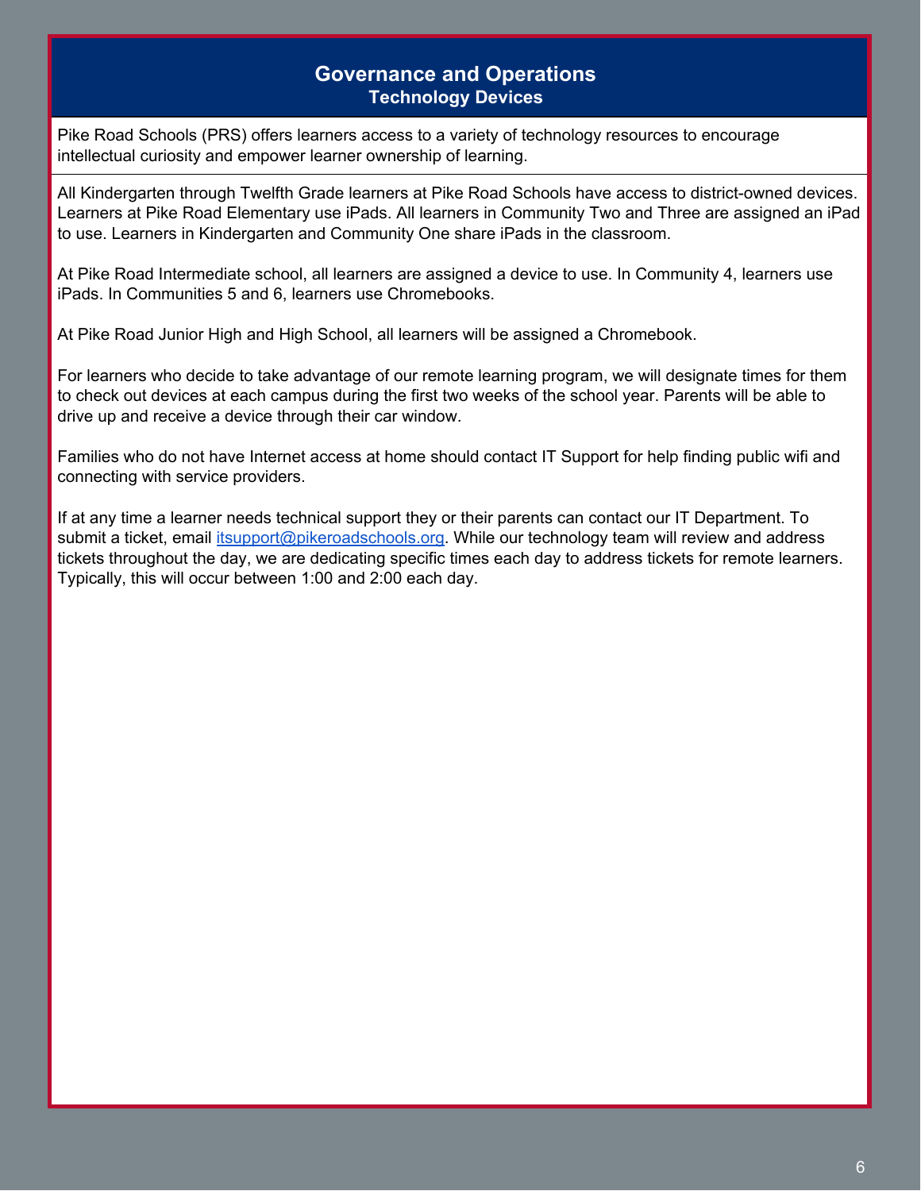# Governance and Operations

## Technology Devices

Pike Road Schools (PRS) offers learners access to a variety of technology resources to encourage intellectual curiosity and empower learner ownership of learning.

All Kindergarten through Twelfth Grade learners at Pike Road Schools have access to district-owned devices. Learners at Pike Road Elementary use iPads. All learners in Community Two and Three are assigned an iPad to use. Learners in Kindergarten and Community One share iPads in the classroom.

At Pike Road Intermediate school, all learners are assigned a device to use. In Community 4, learners use iPads. In Communities 5 and 6, learners use Chromebooks.

At Pike Road Junior High and High School, all learners will be assigned a Chromebook.

For learners who decide to take advantage of our remote learning program, we will designate times for them to check out devices at each campus during the first two weeks of the school year. Parents will be able to drive up and receive a device through their car window.

Families who do not have Internet access at home should contact IT Support for help finding public wifi and connecting with service providers.

If at any time a learner needs technical support they or their parents can contact our IT Department. To submit a ticket, email [itsupport@pikeroadschools.org](mailto:itsupport@pikeroadschools.org). While our technology team will review and address tickets throughout the day, we are dedicating specific times each day to address tickets for remote learners. Typically, this will occur between 1:00 and 2:00 each day.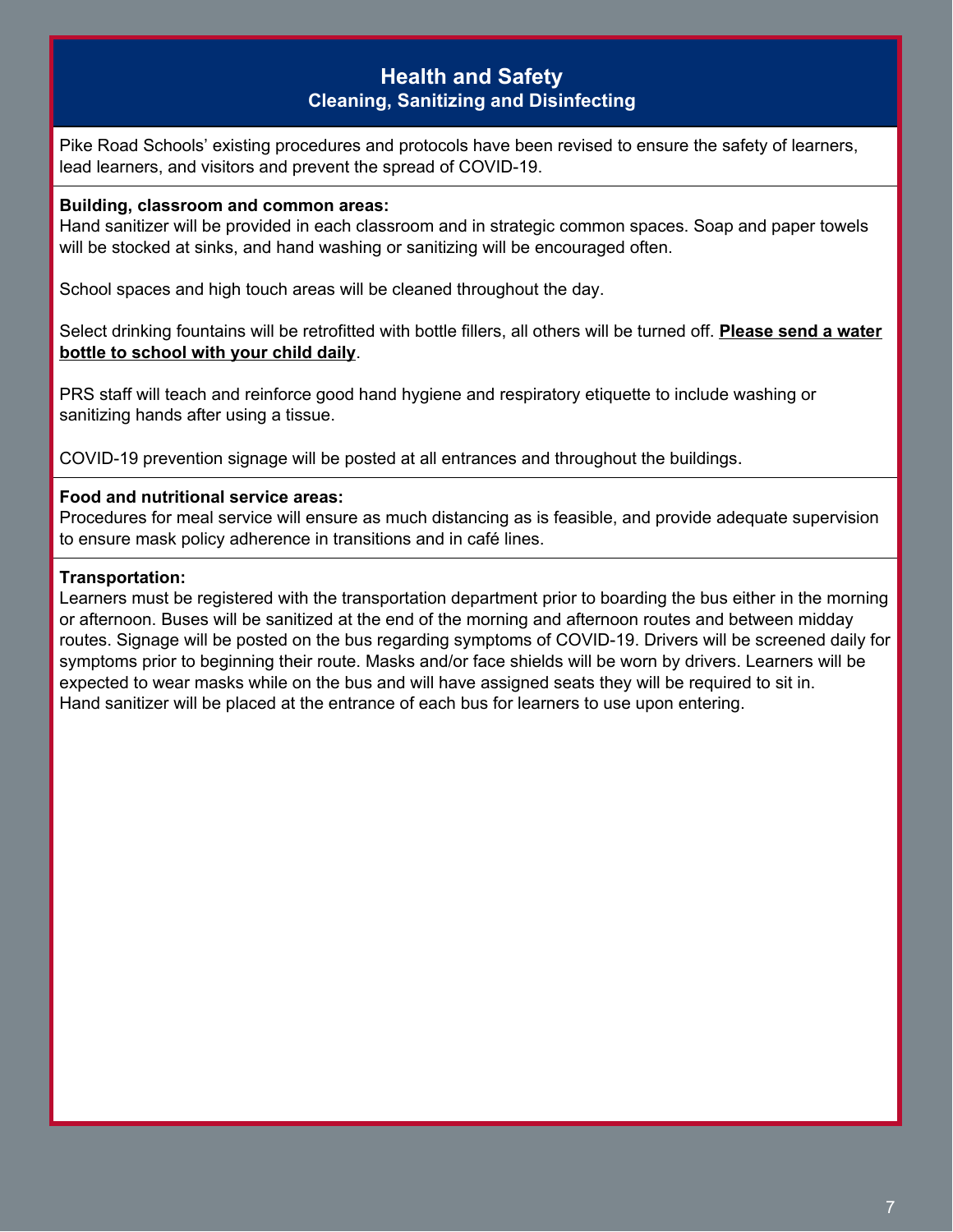## Health and Safety
### Cleaning, Sanitizing and Disinfecting

Pike Road Schools' existing procedures and protocols have been revised to ensure the safety of learners, lead learners, and visitors and prevent the spread of COVID-19.

**Building, classroom and common areas:**
Hand sanitizer will be provided in each classroom and in strategic common spaces. Soap and paper towels will be stocked at sinks, and hand washing or sanitizing will be encouraged often.

School spaces and high touch areas will be cleaned throughout the day.

Select drinking fountains will be retrofitted with bottle fillers, all others will be turned off. **Please send a water bottle to school with your child daily**.

PRS staff will teach and reinforce good hand hygiene and respiratory etiquette to include washing or sanitizing hands after using a tissue.

COVID-19 prevention signage will be posted at all entrances and throughout the buildings.

**Food and nutritional service areas:**
Procedures for meal service will ensure as much distancing as is feasible, and provide adequate supervision to ensure mask policy adherence in transitions and in café lines.

**Transportation:**
Learners must be registered with the transportation department prior to boarding the bus either in the morning or afternoon. Buses will be sanitized at the end of the morning and afternoon routes and between midday routes. Signage will be posted on the bus regarding symptoms of COVID-19. Drivers will be screened daily for symptoms prior to beginning their route. Masks and/or face shields will be worn by drivers. Learners will be expected to wear masks while on the bus and will have assigned seats they will be required to sit in.
Hand sanitizer will be placed at the entrance of each bus for learners to use upon entering.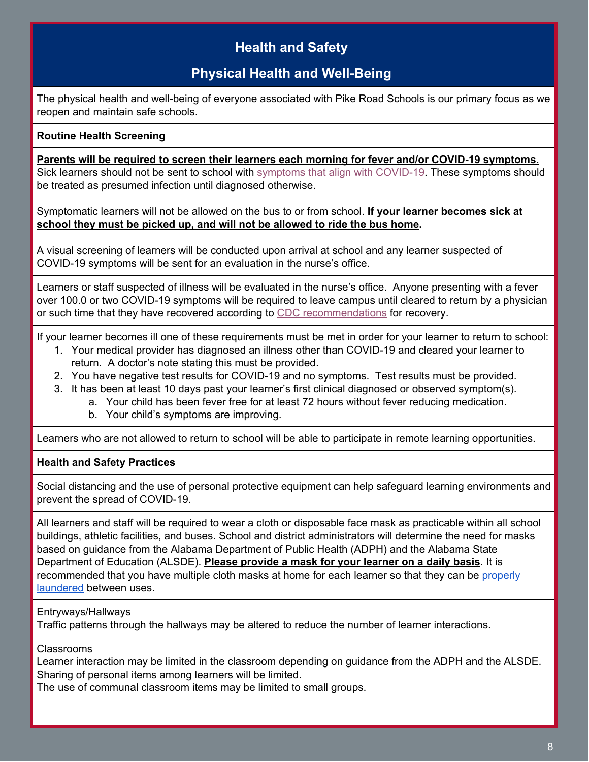## Health and Safety

## Physical Health and Well-Being

The physical health and well-being of everyone associated with Pike Road Schools is our primary focus as we reopen and maintain safe schools.

**Routine Health Screening**

**Parents will be required to screen their learners each morning for fever and/or COVID-19 symptoms.** Sick learners should not be sent to school with [symptoms that align with COVID-19](). These symptoms should be treated as presumed infection until diagnosed otherwise.

Symptomatic learners will not be allowed on the bus to or from school. **If your learner becomes sick at school they must be picked up, and will not be allowed to ride the bus home.**

A visual screening of learners will be conducted upon arrival at school and any learner suspected of COVID-19 symptoms will be sent for an evaluation in the nurse's office.

Learners or staff suspected of illness will be evaluated in the nurse's office. Anyone presenting with a fever over 100.0 or two COVID-19 symptoms will be required to leave campus until cleared to return by a physician or such time that they have recovered according to [CDC recommendations]() for recovery.

If your learner becomes ill one of these requirements must be met in order for your learner to return to school:

1. Your medical provider has diagnosed an illness other than COVID-19 and cleared your learner to return. A doctor's note stating this must be provided.
2. You have negative test results for COVID-19 and no symptoms. Test results must be provided.
3. It has been at least 10 days past your learner's first clinical diagnosed or observed symptom(s).
   a. Your child has been fever free for at least 72 hours without fever reducing medication.
   b. Your child's symptoms are improving.

Learners who are not allowed to return to school will be able to participate in remote learning opportunities.

**Health and Safety Practices**

Social distancing and the use of personal protective equipment can help safeguard learning environments and prevent the spread of COVID-19.

All learners and staff will be required to wear a cloth or disposable face mask as practicable within all school buildings, athletic facilities, and buses. School and district administrators will determine the need for masks based on guidance from the Alabama Department of Public Health (ADPH) and the Alabama State Department of Education (ALSDE). **Please provide a mask for your learner on a daily basis**. It is recommended that you have multiple cloth masks at home for each learner so that they can be [properly laundered]() between uses.

Entryways/Hallways
Traffic patterns through the hallways may be altered to reduce the number of learner interactions.

Classrooms
Learner interaction may be limited in the classroom depending on guidance from the ADPH and the ALSDE.
Sharing of personal items among learners will be limited.
The use of communal classroom items may be limited to small groups.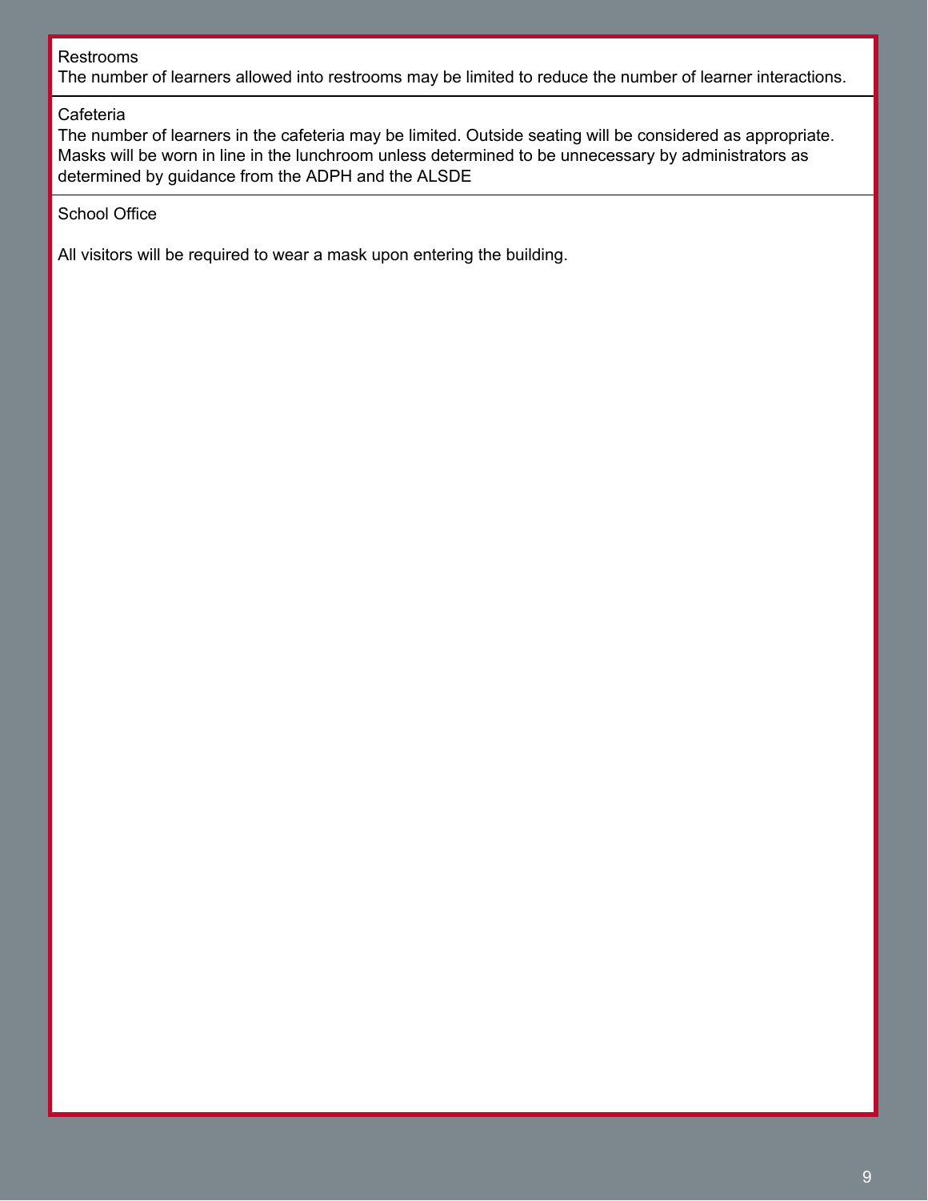Restrooms
The number of learners allowed into restrooms may be limited to reduce the number of learner interactions.

Cafeteria
The number of learners in the cafeteria may be limited. Outside seating will be considered as appropriate. Masks will be worn in line in the lunchroom unless determined to be unnecessary by administrators as determined by guidance from the ADPH and the ALSDE

School Office

All visitors will be required to wear a mask upon entering the building.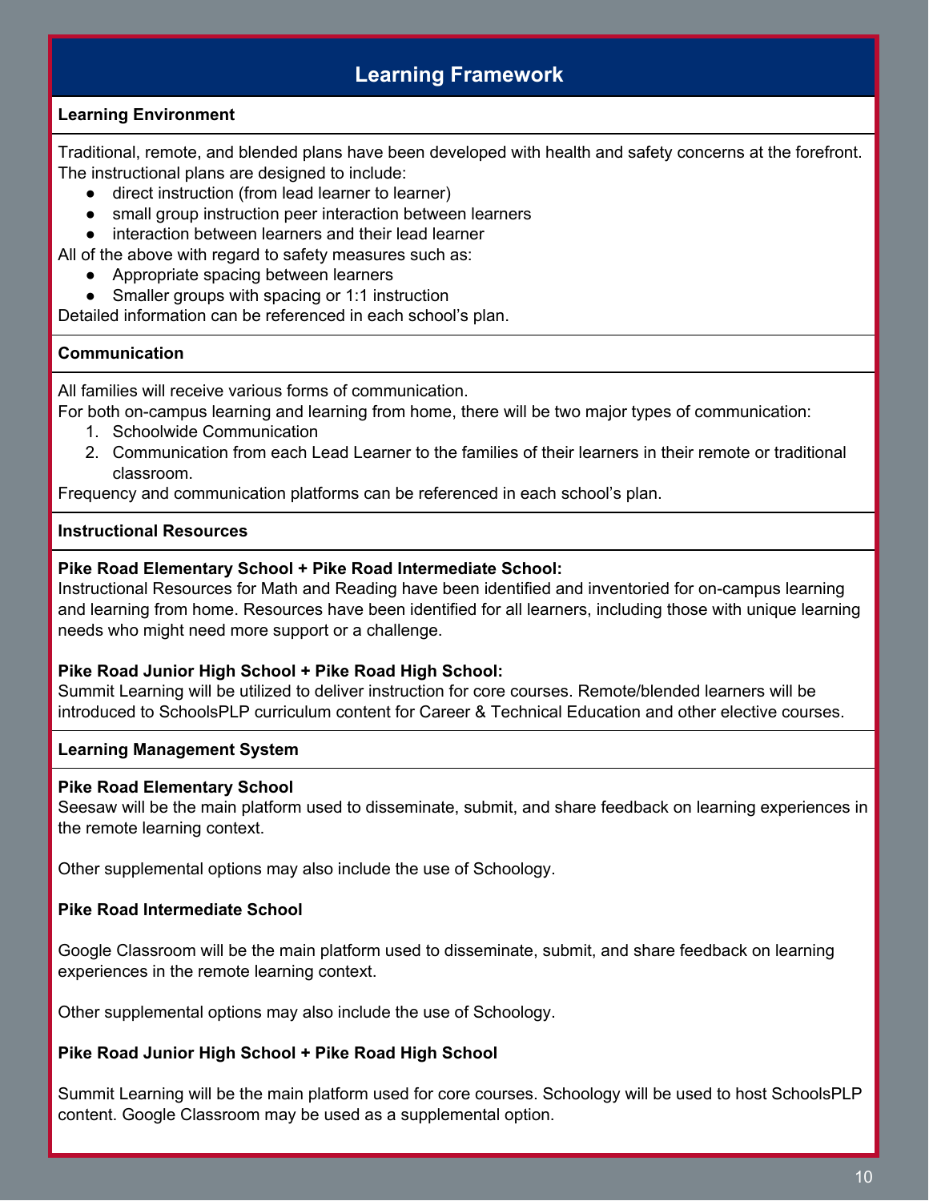## Learning Framework

### Learning Environment

Traditional, remote, and blended plans have been developed with health and safety concerns at the forefront. The instructional plans are designed to include:

- direct instruction (from lead learner to learner)
- small group instruction peer interaction between learners
- interaction between learners and their lead learner

All of the above with regard to safety measures such as:

- Appropriate spacing between learners
- Smaller groups with spacing or 1:1 instruction

Detailed information can be referenced in each school's plan.

### Communication

All families will receive various forms of communication.
For both on-campus learning and learning from home, there will be two major types of communication:

1. Schoolwide Communication
2. Communication from each Lead Learner to the families of their learners in their remote or traditional classroom.

Frequency and communication platforms can be referenced in each school's plan.

### Instructional Resources

**Pike Road Elementary School + Pike Road Intermediate School:**
Instructional Resources for Math and Reading have been identified and inventoried for on-campus learning and learning from home. Resources have been identified for all learners, including those with unique learning needs who might need more support or a challenge.

**Pike Road Junior High School + Pike Road High School:**
Summit Learning will be utilized to deliver instruction for core courses. Remote/blended learners will be introduced to SchoolsPLP curriculum content for Career & Technical Education and other elective courses.

### Learning Management System

**Pike Road Elementary School**
Seesaw will be the main platform used to disseminate, submit, and share feedback on learning experiences in the remote learning context.

Other supplemental options may also include the use of Schoology.

**Pike Road Intermediate School**

Google Classroom will be the main platform used to disseminate, submit, and share feedback on learning experiences in the remote learning context.

Other supplemental options may also include the use of Schoology.

**Pike Road Junior High School + Pike Road High School**

Summit Learning will be the main platform used for core courses. Schoology will be used to host SchoolsPLP content. Google Classroom may be used as a supplemental option.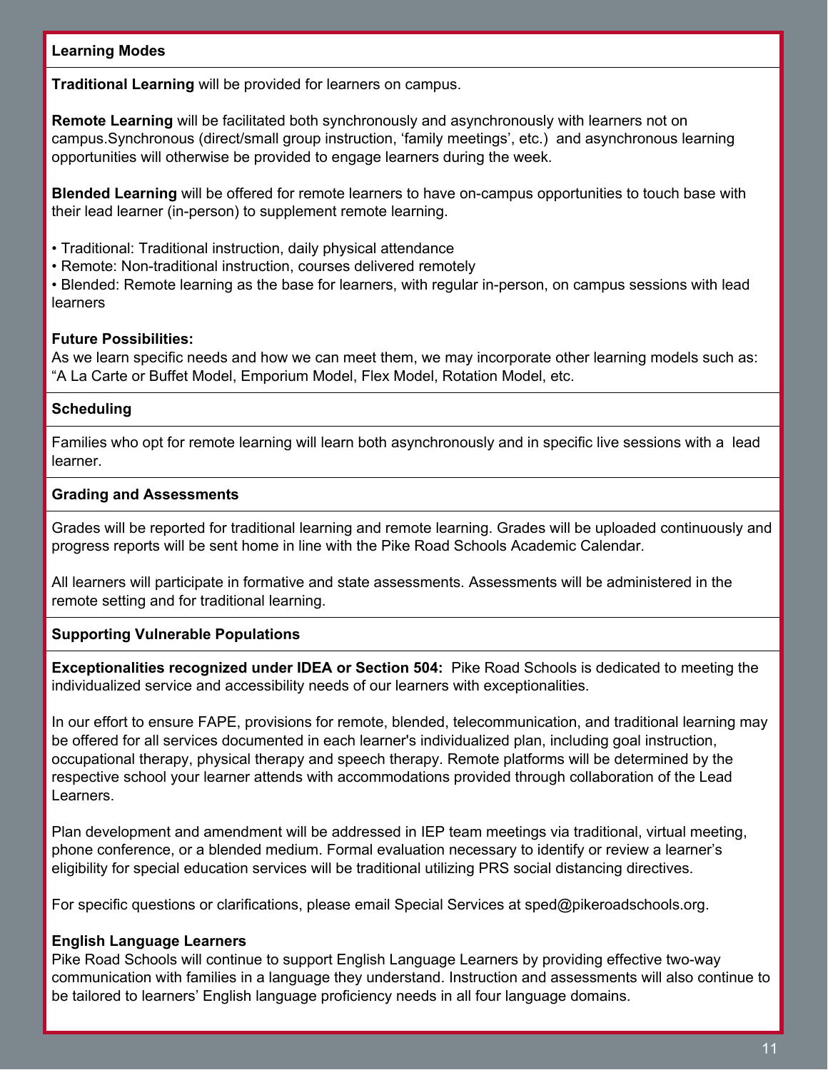## Learning Modes

**Traditional Learning** will be provided for learners on campus.

**Remote Learning** will be facilitated both synchronously and asynchronously with learners not on campus.Synchronous (direct/small group instruction, 'family meetings', etc.) and asynchronous learning opportunities will otherwise be provided to engage learners during the week.

**Blended Learning** will be offered for remote learners to have on-campus opportunities to touch base with their lead learner (in-person) to supplement remote learning.

- Traditional: Traditional instruction, daily physical attendance
- Remote: Non-traditional instruction, courses delivered remotely
- Blended: Remote learning as the base for learners, with regular in-person, on campus sessions with lead learners

**Future Possibilities:**
As we learn specific needs and how we can meet them, we may incorporate other learning models such as: "A La Carte or Buffet Model, Emporium Model, Flex Model, Rotation Model, etc.

## Scheduling

Families who opt for remote learning will learn both asynchronously and in specific live sessions with a lead learner.

## Grading and Assessments

Grades will be reported for traditional learning and remote learning. Grades will be uploaded continuously and progress reports will be sent home in line with the Pike Road Schools Academic Calendar.

All learners will participate in formative and state assessments. Assessments will be administered in the remote setting and for traditional learning.

## Supporting Vulnerable Populations

**Exceptionalities recognized under IDEA or Section 504:** Pike Road Schools is dedicated to meeting the individualized service and accessibility needs of our learners with exceptionalities.

In our effort to ensure FAPE, provisions for remote, blended, telecommunication, and traditional learning may be offered for all services documented in each learner's individualized plan, including goal instruction, occupational therapy, physical therapy and speech therapy. Remote platforms will be determined by the respective school your learner attends with accommodations provided through collaboration of the Lead Learners.

Plan development and amendment will be addressed in IEP team meetings via traditional, virtual meeting, phone conference, or a blended medium. Formal evaluation necessary to identify or review a learner's eligibility for special education services will be traditional utilizing PRS social distancing directives.

For specific questions or clarifications, please email Special Services at sped@pikeroadschools.org.

**English Language Learners**
Pike Road Schools will continue to support English Language Learners by providing effective two-way communication with families in a language they understand. Instruction and assessments will also continue to be tailored to learners' English language proficiency needs in all four language domains.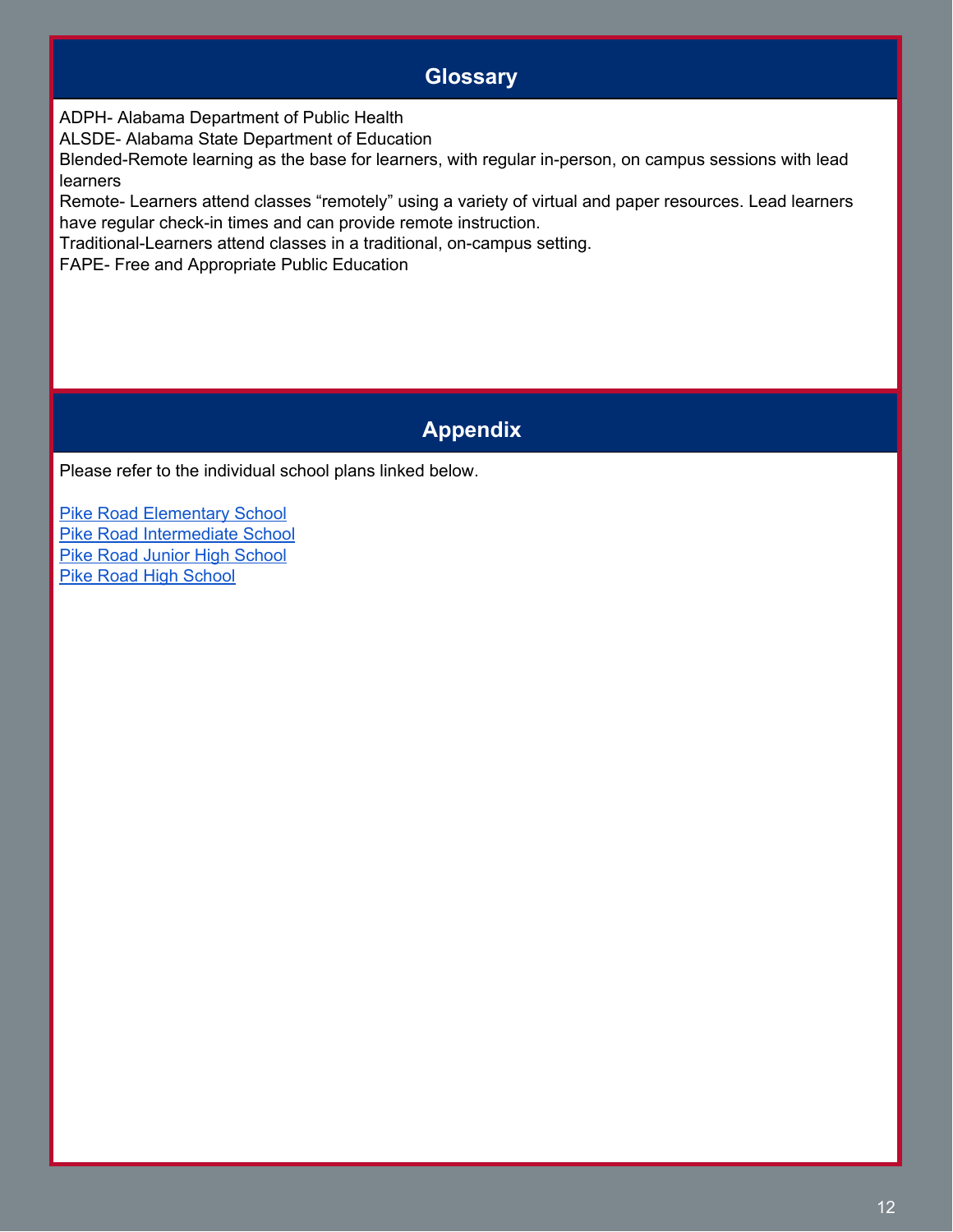## Glossary

ADPH- Alabama Department of Public Health
ALSDE- Alabama State Department of Education
Blended-Remote learning as the base for learners, with regular in-person, on campus sessions with lead learners
Remote- Learners attend classes “remotely” using a variety of virtual and paper resources. Lead learners have regular check-in times and can provide remote instruction.
Traditional-Learners attend classes in a traditional, on-campus setting.
FAPE- Free and Appropriate Public Education

## Appendix

Please refer to the individual school plans linked below.

Pike Road Elementary School
Pike Road Intermediate School
Pike Road Junior High School
Pike Road High School